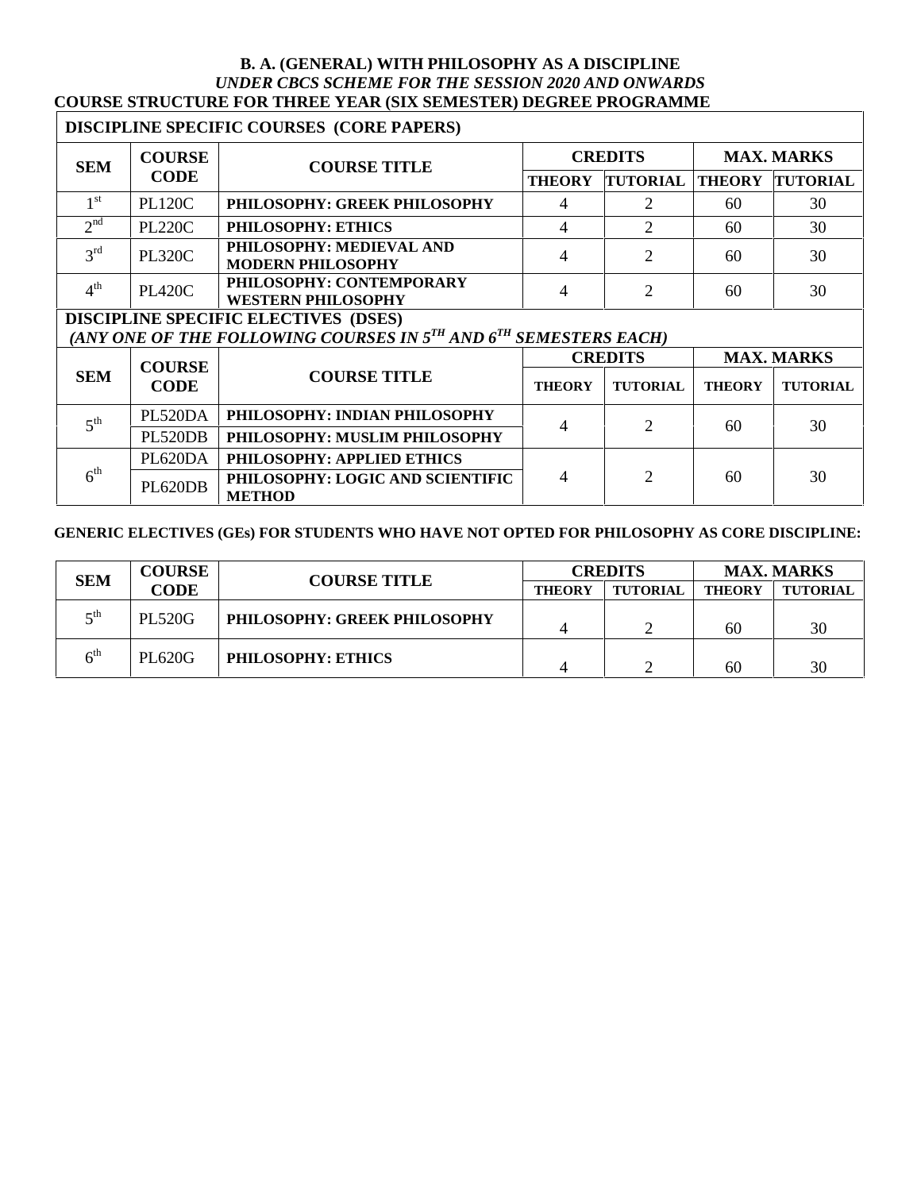# B. A. (GENERAL) WITH PHILOSOPHY AS A DISCIPLINE

*UNDER CBCS SCHEME FOR THE SESSION 2020 AND ONWARDS*

## COURSE STRUCTURE FOR THREE YEAR (SIX SEMESTER) DEGREE PROGRAMME

**DISCIPLINE SPECIFIC COURSES (CORE PAPERS)**

| SEM | COURSE CODE | COURSE TITLE | CREDITS | | MAX. MARKS | |
|---|---|---|---|---|---|---|
| | | | THEORY | TUTORIAL | THEORY | TUTORIAL |
| 1st | PL120C | PHILOSOPHY: GREEK PHILOSOPHY | 4 | 2 | 60 | 30 |
| 2nd | PL220C | PHILOSOPHY: ETHICS | 4 | 2 | 60 | 30 |
| 3rd | PL320C | PHILOSOPHY: MEDIEVAL AND MODERN PHILOSOPHY | 4 | 2 | 60 | 30 |
| 4th | PL420C | PHILOSOPHY: CONTEMPORARY WESTERN PHILOSOPHY | 4 | 2 | 60 | 30 |

**DISCIPLINE SPECIFIC ELECTIVES (DSES)**

*(ANY ONE OF THE FOLLOWING COURSES IN 5TH AND 6TH SEMESTERS EACH)*

| SEM | COURSE CODE | COURSE TITLE | CREDITS | | MAX. MARKS | |
|---|---|---|---|---|---|---|
| | | | THEORY | TUTORIAL | THEORY | TUTORIAL |
| 5th | PL520DA | PHILOSOPHY: INDIAN PHILOSOPHY | 4 | 2 | 60 | 30 |
| | PL520DB | PHILOSOPHY: MUSLIM PHILOSOPHY | | | | |
| 6th | PL620DA | PHILOSOPHY: APPLIED ETHICS | 4 | 2 | 60 | 30 |
| | PL620DB | PHILOSOPHY: LOGIC AND SCIENTIFIC METHOD | | | | |

**GENERIC ELECTIVES (GEs) FOR STUDENTS WHO HAVE NOT OPTED FOR PHILOSOPHY AS CORE DISCIPLINE:**

| SEM | COURSE CODE | COURSE TITLE | CREDITS | | MAX. MARKS | |
|---|---|---|---|---|---|---|
| | | | THEORY | TUTORIAL | THEORY | TUTORIAL |
| 5th | PL520G | PHILOSOPHY: GREEK PHILOSOPHY | 4 | 2 | 60 | 30 |
| 6th | PL620G | PHILOSOPHY: ETHICS | 4 | 2 | 60 | 30 |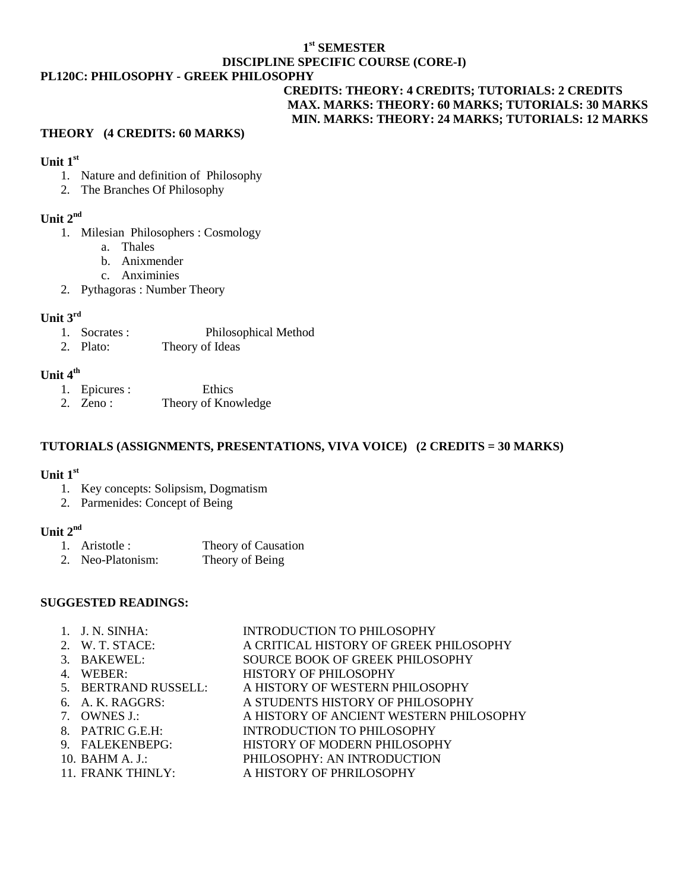**1st SEMESTER**
**DISCIPLINE SPECIFIC COURSE (CORE-I)**
**PL120C: PHILOSOPHY - GREEK PHILOSOPHY**

**CREDITS: THEORY: 4 CREDITS; TUTORIALS: 2 CREDITS**
**MAX. MARKS: THEORY: 60 MARKS; TUTORIALS: 30 MARKS**
**MIN. MARKS: THEORY: 24 MARKS; TUTORIALS: 12 MARKS**

**THEORY (4 CREDITS: 60 MARKS)**

**Unit 1st**

1. Nature and definition of Philosophy
2. The Branches Of Philosophy

**Unit 2nd**

1. Milesian Philosophers : Cosmology
   a. Thales
   b. Anixmender
   c. Anximinies
2. Pythagoras : Number Theory

**Unit 3rd**

1. Socrates : Philosophical Method
2. Plato: Theory of Ideas

**Unit 4th**

1. Epicures : Ethics
2. Zeno : Theory of Knowledge

**TUTORIALS (ASSIGNMENTS, PRESENTATIONS, VIVA VOICE) (2 CREDITS = 30 MARKS)**

**Unit 1st**

1. Key concepts: Solipsism, Dogmatism
2. Parmenides: Concept of Being

**Unit 2nd**

1. Aristotle : Theory of Causation
2. Neo-Platonism: Theory of Being

**SUGGESTED READINGS:**

1. J. N. SINHA: INTRODUCTION TO PHILOSOPHY
2. W. T. STACE: A CRITICAL HISTORY OF GREEK PHILOSOPHY
3. BAKEWEL: SOURCE BOOK OF GREEK PHILOSOPHY
4. WEBER: HISTORY OF PHILOSOPHY
5. BERTRAND RUSSELL: A HISTORY OF WESTERN PHILOSOPHY
6. A. K. RAGGRS: A STUDENTS HISTORY OF PHILOSOPHY
7. OWNES J.: A HISTORY OF ANCIENT WESTERN PHILOSOPHY
8. PATRIC G.E.H: INTRODUCTION TO PHILOSOPHY
9. FALEKENBEPG: HISTORY OF MODERN PHILOSOPHY
10. BAHM A. J.: PHILOSOPHY: AN INTRODUCTION
11. FRANK THINLY: A HISTORY OF PHRILOSOPHY